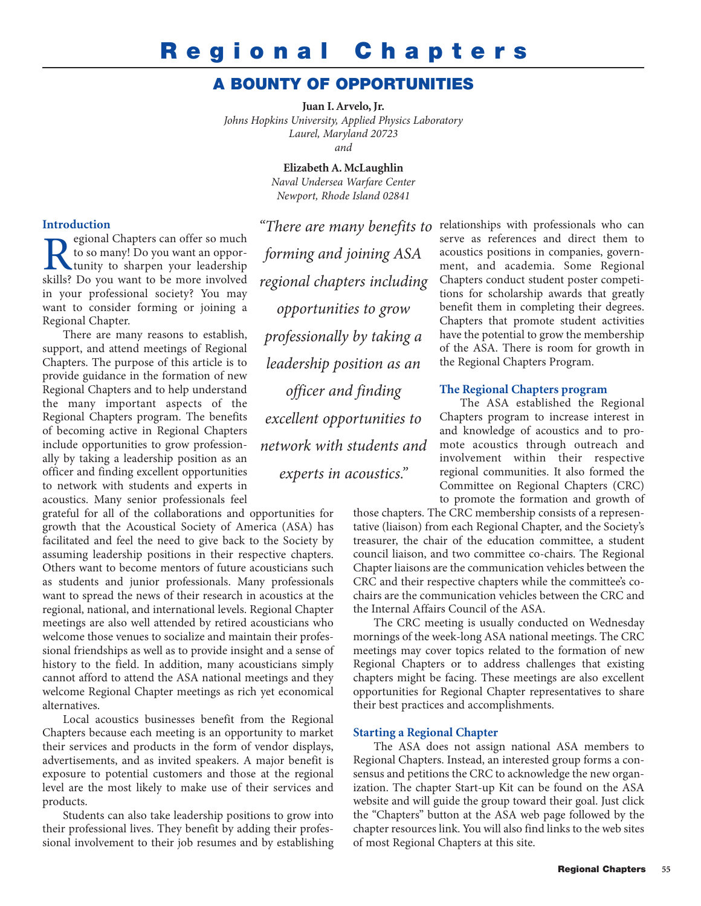# Regional Chapters

## A BOUNTY OF OPPORTUNITIES

**Juan I. Arvelo, Jr.**
*Johns Hopkins University, Applied Physics Laboratory*
*Laurel, Maryland 20723*
*and*

**Elizabeth A. McLaughlin**
*Naval Undersea Warfare Center*
*Newport, Rhode Island 02841*

### Introduction

Regional Chapters can offer so much to so many! Do you want an opportunity to sharpen your leadership skills? Do you want to be more involved in your professional society? You may want to consider forming or joining a Regional Chapter.

There are many reasons to establish, support, and attend meetings of Regional Chapters. The purpose of this article is to provide guidance in the formation of new Regional Chapters and to help understand the many important aspects of the Regional Chapters program. The benefits of becoming active in Regional Chapters include opportunities to grow professionally by taking a leadership position as an officer and finding excellent opportunities to network with students and experts in acoustics. Many senior professionals feel grateful for all of the collaborations and opportunities for growth that the Acoustical Society of America (ASA) has facilitated and feel the need to give back to the Society by assuming leadership positions in their respective chapters. Others want to become mentors of future acousticians such as students and junior professionals. Many professionals want to spread the news of their research in acoustics at the regional, national, and international levels. Regional Chapter meetings are also well attended by retired acousticians who welcome those venues to socialize and maintain their professional friendships as well as to provide insight and a sense of history to the field. In addition, many acousticians simply cannot afford to attend the ASA national meetings and they welcome Regional Chapter meetings as rich yet economical alternatives.

Local acoustics businesses benefit from the Regional Chapters because each meeting is an opportunity to market their services and products in the form of vendor displays, advertisements, and as invited speakers. A major benefit is exposure to potential customers and those at the regional level are the most likely to make use of their services and products.

Students can also take leadership positions to grow into their professional lives. They benefit by adding their professional involvement to their job resumes and by establishing relationships with professionals who can serve as references and direct them to acoustics positions in companies, government, and academia. Some Regional Chapters conduct student poster competitions for scholarship awards that greatly benefit them in completing their degrees. Chapters that promote student activities have the potential to grow the membership of the ASA. There is room for growth in the Regional Chapters Program.

> *"There are many benefits to forming and joining ASA regional chapters including opportunities to grow professionally by taking a leadership position as an officer and finding excellent opportunities to network with students and experts in acoustics."*

### The Regional Chapters program

The ASA established the Regional Chapters program to increase interest in and knowledge of acoustics and to promote acoustics through outreach and involvement within their respective regional communities. It also formed the Committee on Regional Chapters (CRC) to promote the formation and growth of those chapters. The CRC membership consists of a representative (liaison) from each Regional Chapter, and the Society's treasurer, the chair of the education committee, a student council liaison, and two committee co-chairs. The Regional Chapter liaisons are the communication vehicles between the CRC and their respective chapters while the committee's co-chairs are the communication vehicles between the CRC and the Internal Affairs Council of the ASA.

The CRC meeting is usually conducted on Wednesday mornings of the week-long ASA national meetings. The CRC meetings may cover topics related to the formation of new Regional Chapters or to address challenges that existing chapters might be facing. These meetings are also excellent opportunities for Regional Chapter representatives to share their best practices and accomplishments.

### Starting a Regional Chapter

The ASA does not assign national ASA members to Regional Chapters. Instead, an interested group forms a consensus and petitions the CRC to acknowledge the new organization. The chapter Start-up Kit can be found on the ASA website and will guide the group toward their goal. Just click the "Chapters" button at the ASA web page followed by the chapter resources link. You will also find links to the web sites of most Regional Chapters at this site.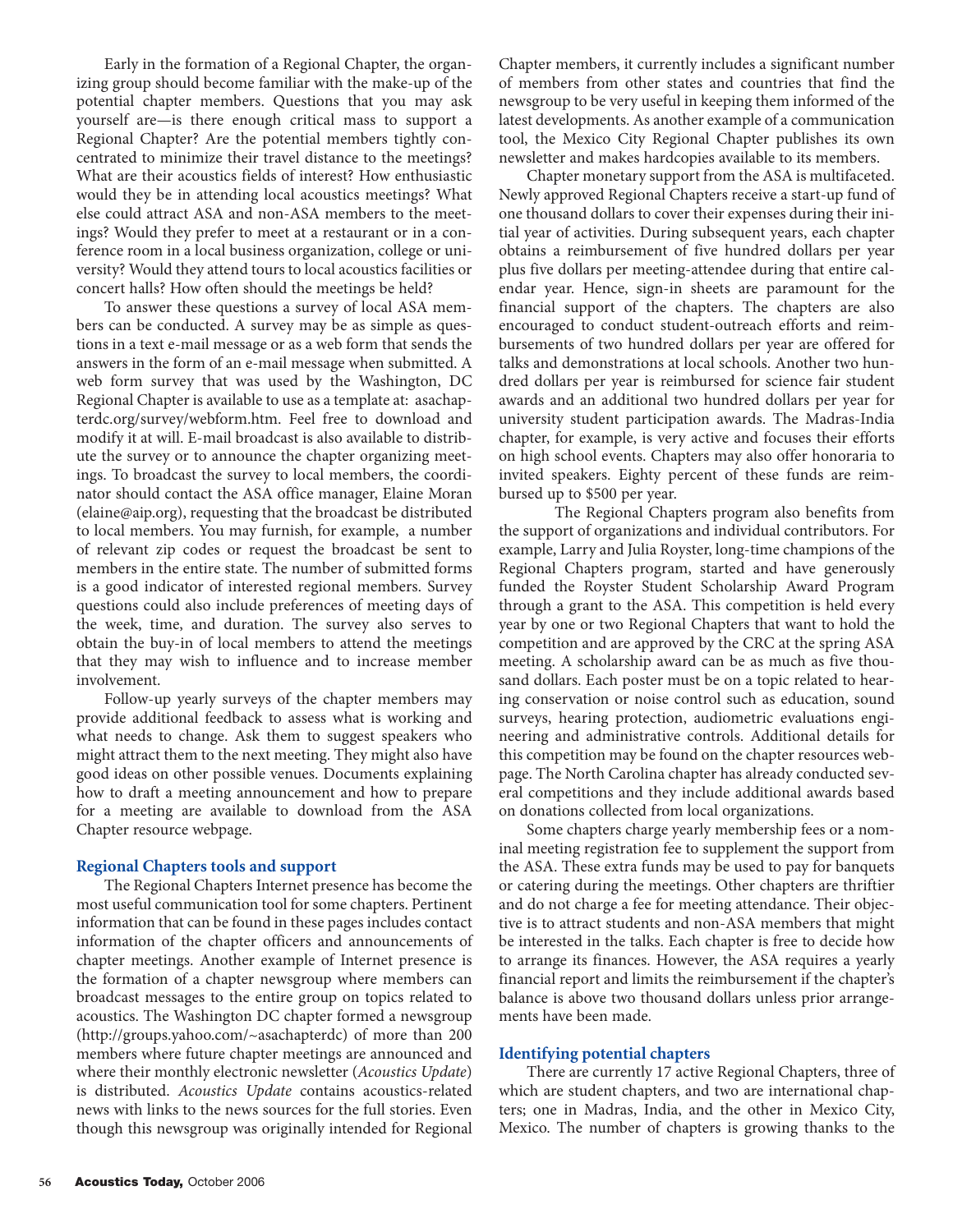Early in the formation of a Regional Chapter, the organizing group should become familiar with the make-up of the potential chapter members. Questions that you may ask yourself are—is there enough critical mass to support a Regional Chapter? Are the potential members tightly concentrated to minimize their travel distance to the meetings? What are their acoustics fields of interest? How enthusiastic would they be in attending local acoustics meetings? What else could attract ASA and non-ASA members to the meetings? Would they prefer to meet at a restaurant or in a conference room in a local business organization, college or university? Would they attend tours to local acoustics facilities or concert halls? How often should the meetings be held?

To answer these questions a survey of local ASA members can be conducted. A survey may be as simple as questions in a text e-mail message or as a web form that sends the answers in the form of an e-mail message when submitted. A web form survey that was used by the Washington, DC Regional Chapter is available to use as a template at: asachapterdc.org/survey/webform.htm. Feel free to download and modify it at will. E-mail broadcast is also available to distribute the survey or to announce the chapter organizing meetings. To broadcast the survey to local members, the coordinator should contact the ASA office manager, Elaine Moran (elaine@aip.org), requesting that the broadcast be distributed to local members. You may furnish, for example, a number of relevant zip codes or request the broadcast be sent to members in the entire state. The number of submitted forms is a good indicator of interested regional members. Survey questions could also include preferences of meeting days of the week, time, and duration. The survey also serves to obtain the buy-in of local members to attend the meetings that they may wish to influence and to increase member involvement.

Follow-up yearly surveys of the chapter members may provide additional feedback to assess what is working and what needs to change. Ask them to suggest speakers who might attract them to the next meeting. They might also have good ideas on other possible venues. Documents explaining how to draft a meeting announcement and how to prepare for a meeting are available to download from the ASA Chapter resource webpage.

## Regional Chapters tools and support

The Regional Chapters Internet presence has become the most useful communication tool for some chapters. Pertinent information that can be found in these pages includes contact information of the chapter officers and announcements of chapter meetings. Another example of Internet presence is the formation of a chapter newsgroup where members can broadcast messages to the entire group on topics related to acoustics. The Washington DC chapter formed a newsgroup (http://groups.yahoo.com/~asachapterdc) of more than 200 members where future chapter meetings are announced and where their monthly electronic newsletter (*Acoustics Update*) is distributed. *Acoustics Update* contains acoustics-related news with links to the news sources for the full stories. Even though this newsgroup was originally intended for Regional Chapter members, it currently includes a significant number of members from other states and countries that find the newsgroup to be very useful in keeping them informed of the latest developments. As another example of a communication tool, the Mexico City Regional Chapter publishes its own newsletter and makes hardcopies available to its members.

Chapter monetary support from the ASA is multifaceted. Newly approved Regional Chapters receive a start-up fund of one thousand dollars to cover their expenses during their initial year of activities. During subsequent years, each chapter obtains a reimbursement of five hundred dollars per year plus five dollars per meeting-attendee during that entire calendar year. Hence, sign-in sheets are paramount for the financial support of the chapters. The chapters are also encouraged to conduct student-outreach efforts and reimbursements of two hundred dollars per year are offered for talks and demonstrations at local schools. Another two hundred dollars per year is reimbursed for science fair student awards and an additional two hundred dollars per year for university student participation awards. The Madras-India chapter, for example, is very active and focuses their efforts on high school events. Chapters may also offer honoraria to invited speakers. Eighty percent of these funds are reimbursed up to $500 per year.

The Regional Chapters program also benefits from the support of organizations and individual contributors. For example, Larry and Julia Royster, long-time champions of the Regional Chapters program, started and have generously funded the Royster Student Scholarship Award Program through a grant to the ASA. This competition is held every year by one or two Regional Chapters that want to hold the competition and are approved by the CRC at the spring ASA meeting. A scholarship award can be as much as five thousand dollars. Each poster must be on a topic related to hearing conservation or noise control such as education, sound surveys, hearing protection, audiometric evaluations engineering and administrative controls. Additional details for this competition may be found on the chapter resources webpage. The North Carolina chapter has already conducted several competitions and they include additional awards based on donations collected from local organizations.

Some chapters charge yearly membership fees or a nominal meeting registration fee to supplement the support from the ASA. These extra funds may be used to pay for banquets or catering during the meetings. Other chapters are thriftier and do not charge a fee for meeting attendance. Their objective is to attract students and non-ASA members that might be interested in the talks. Each chapter is free to decide how to arrange its finances. However, the ASA requires a yearly financial report and limits the reimbursement if the chapter's balance is above two thousand dollars unless prior arrangements have been made.

## Identifying potential chapters

There are currently 17 active Regional Chapters, three of which are student chapters, and two are international chapters; one in Madras, India, and the other in Mexico City, Mexico. The number of chapters is growing thanks to the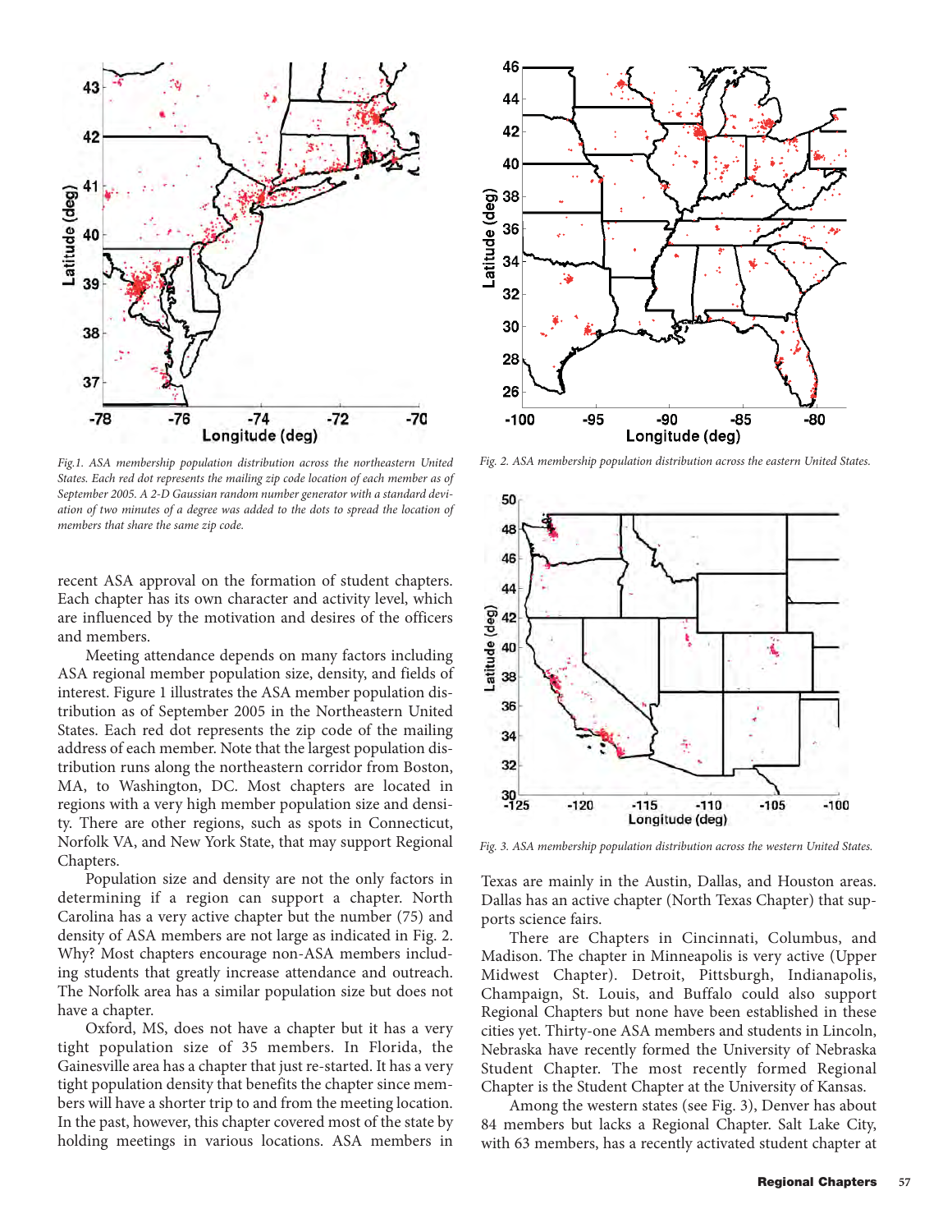Fig.1. ASA membership population distribution across the northeastern United States. Each red dot represents the mailing zip code location of each member as of September 2005. A 2-D Gaussian random number generator with a standard deviation of two minutes of a degree was added to the dots to spread the location of members that share the same zip code.

Fig. 2. ASA membership population distribution across the eastern United States.

Fig. 3. ASA membership population distribution across the western United States.

recent ASA approval on the formation of student chapters. Each chapter has its own character and activity level, which are influenced by the motivation and desires of the officers and members.

Meeting attendance depends on many factors including ASA regional member population size, density, and fields of interest. Figure 1 illustrates the ASA member population distribution as of September 2005 in the Northeastern United States. Each red dot represents the zip code of the mailing address of each member. Note that the largest population distribution runs along the northeastern corridor from Boston, MA, to Washington, DC. Most chapters are located in regions with a very high member population size and density. There are other regions, such as spots in Connecticut, Norfolk VA, and New York State, that may support Regional Chapters.

Population size and density are not the only factors in determining if a region can support a chapter. North Carolina has a very active chapter but the number (75) and density of ASA members are not large as indicated in Fig. 2. Why? Most chapters encourage non-ASA members including students that greatly increase attendance and outreach. The Norfolk area has a similar population size but does not have a chapter.

Oxford, MS, does not have a chapter but it has a very tight population size of 35 members. In Florida, the Gainesville area has a chapter that just re-started. It has a very tight population density that benefits the chapter since members will have a shorter trip to and from the meeting location. In the past, however, this chapter covered most of the state by holding meetings in various locations. ASA members in Texas are mainly in the Austin, Dallas, and Houston areas. Dallas has an active chapter (North Texas Chapter) that supports science fairs.

There are Chapters in Cincinnati, Columbus, and Madison. The chapter in Minneapolis is very active (Upper Midwest Chapter). Detroit, Pittsburgh, Indianapolis, Champaign, St. Louis, and Buffalo could also support Regional Chapters but none have been established in these cities yet. Thirty-one ASA members and students in Lincoln, Nebraska have recently formed the University of Nebraska Student Chapter. The most recently formed Regional Chapter is the Student Chapter at the University of Kansas.

Among the western states (see Fig. 3), Denver has about 84 members but lacks a Regional Chapter. Salt Lake City, with 63 members, has a recently activated student chapter at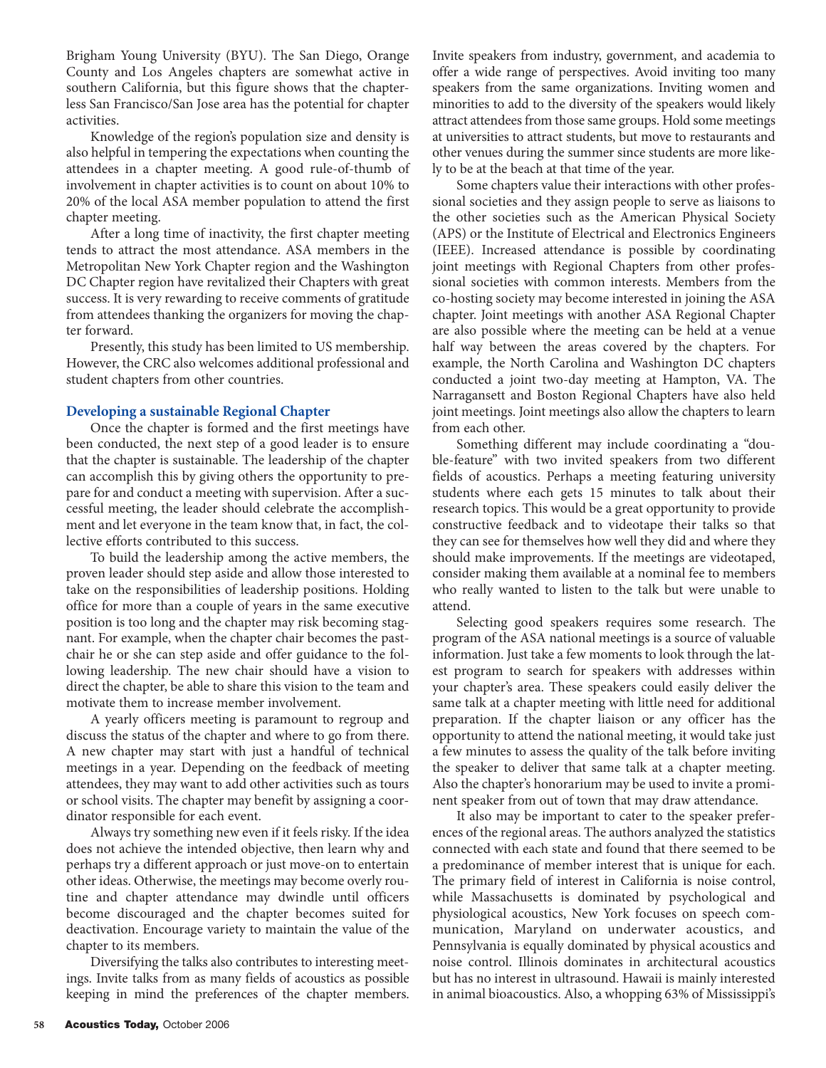Brigham Young University (BYU). The San Diego, Orange County and Los Angeles chapters are somewhat active in southern California, but this figure shows that the chapterless San Francisco/San Jose area has the potential for chapter activities.

Knowledge of the region's population size and density is also helpful in tempering the expectations when counting the attendees in a chapter meeting. A good rule-of-thumb of involvement in chapter activities is to count on about 10% to 20% of the local ASA member population to attend the first chapter meeting.

After a long time of inactivity, the first chapter meeting tends to attract the most attendance. ASA members in the Metropolitan New York Chapter region and the Washington DC Chapter region have revitalized their Chapters with great success. It is very rewarding to receive comments of gratitude from attendees thanking the organizers for moving the chapter forward.

Presently, this study has been limited to US membership. However, the CRC also welcomes additional professional and student chapters from other countries.

## Developing a sustainable Regional Chapter

Once the chapter is formed and the first meetings have been conducted, the next step of a good leader is to ensure that the chapter is sustainable. The leadership of the chapter can accomplish this by giving others the opportunity to prepare for and conduct a meeting with supervision. After a successful meeting, the leader should celebrate the accomplishment and let everyone in the team know that, in fact, the collective efforts contributed to this success.

To build the leadership among the active members, the proven leader should step aside and allow those interested to take on the responsibilities of leadership positions. Holding office for more than a couple of years in the same executive position is too long and the chapter may risk becoming stagnant. For example, when the chapter chair becomes the past-chair he or she can step aside and offer guidance to the following leadership. The new chair should have a vision to direct the chapter, be able to share this vision to the team and motivate them to increase member involvement.

A yearly officers meeting is paramount to regroup and discuss the status of the chapter and where to go from there. A new chapter may start with just a handful of technical meetings in a year. Depending on the feedback of meeting attendees, they may want to add other activities such as tours or school visits. The chapter may benefit by assigning a coordinator responsible for each event.

Always try something new even if it feels risky. If the idea does not achieve the intended objective, then learn why and perhaps try a different approach or just move-on to entertain other ideas. Otherwise, the meetings may become overly routine and chapter attendance may dwindle until officers become discouraged and the chapter becomes suited for deactivation. Encourage variety to maintain the value of the chapter to its members.

Diversifying the talks also contributes to interesting meetings. Invite talks from as many fields of acoustics as possible keeping in mind the preferences of the chapter members. Invite speakers from industry, government, and academia to offer a wide range of perspectives. Avoid inviting too many speakers from the same organizations. Inviting women and minorities to add to the diversity of the speakers would likely attract attendees from those same groups. Hold some meetings at universities to attract students, but move to restaurants and other venues during the summer since students are more likely to be at the beach at that time of the year.

Some chapters value their interactions with other professional societies and they assign people to serve as liaisons to the other societies such as the American Physical Society (APS) or the Institute of Electrical and Electronics Engineers (IEEE). Increased attendance is possible by coordinating joint meetings with Regional Chapters from other professional societies with common interests. Members from the co-hosting society may become interested in joining the ASA chapter. Joint meetings with another ASA Regional Chapter are also possible where the meeting can be held at a venue half way between the areas covered by the chapters. For example, the North Carolina and Washington DC chapters conducted a joint two-day meeting at Hampton, VA. The Narragansett and Boston Regional Chapters have also held joint meetings. Joint meetings also allow the chapters to learn from each other.

Something different may include coordinating a "double-feature" with two invited speakers from two different fields of acoustics. Perhaps a meeting featuring university students where each gets 15 minutes to talk about their research topics. This would be a great opportunity to provide constructive feedback and to videotape their talks so that they can see for themselves how well they did and where they should make improvements. If the meetings are videotaped, consider making them available at a nominal fee to members who really wanted to listen to the talk but were unable to attend.

Selecting good speakers requires some research. The program of the ASA national meetings is a source of valuable information. Just take a few moments to look through the latest program to search for speakers with addresses within your chapter's area. These speakers could easily deliver the same talk at a chapter meeting with little need for additional preparation. If the chapter liaison or any officer has the opportunity to attend the national meeting, it would take just a few minutes to assess the quality of the talk before inviting the speaker to deliver that same talk at a chapter meeting. Also the chapter's honorarium may be used to invite a prominent speaker from out of town that may draw attendance.

It also may be important to cater to the speaker preferences of the regional areas. The authors analyzed the statistics connected with each state and found that there seemed to be a predominance of member interest that is unique for each. The primary field of interest in California is noise control, while Massachusetts is dominated by psychological and physiological acoustics, New York focuses on speech communication, Maryland on underwater acoustics, and Pennsylvania is equally dominated by physical acoustics and noise control. Illinois dominates in architectural acoustics but has no interest in ultrasound. Hawaii is mainly interested in animal bioacoustics. Also, a whopping 63% of Mississippi's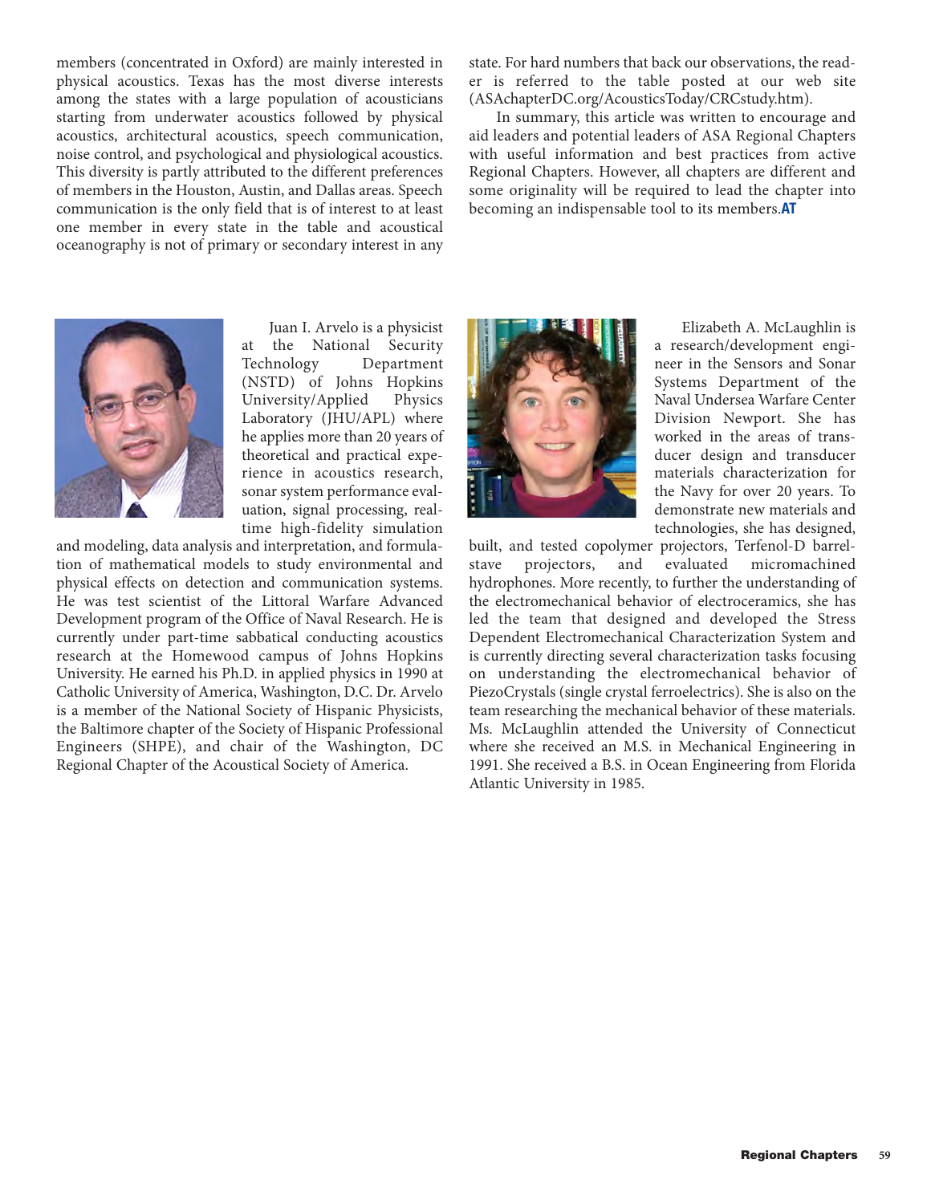members (concentrated in Oxford) are mainly interested in physical acoustics. Texas has the most diverse interests among the states with a large population of acousticians starting from underwater acoustics followed by physical acoustics, architectural acoustics, speech communication, noise control, and psychological and physiological acoustics. This diversity is partly attributed to the different preferences of members in the Houston, Austin, and Dallas areas. Speech communication is the only field that is of interest to at least one member in every state in the table and acoustical oceanography is not of primary or secondary interest in any state. For hard numbers that back our observations, the reader is referred to the table posted at our web site (ASAchapterDC.org/AcousticsToday/CRCstudy.htm).

In summary, this article was written to encourage and aid leaders and potential leaders of ASA Regional Chapters with useful information and best practices from active Regional Chapters. However, all chapters are different and some originality will be required to lead the chapter into becoming an indispensable tool to its members. **AT**

Juan I. Arvelo is a physicist at the National Security Technology Department (NSTD) of Johns Hopkins University/Applied Physics Laboratory (JHU/APL) where he applies more than 20 years of theoretical and practical experience in acoustics research, sonar system performance evaluation, signal processing, real-time high-fidelity simulation and modeling, data analysis and interpretation, and formulation of mathematical models to study environmental and physical effects on detection and communication systems. He was test scientist of the Littoral Warfare Advanced Development program of the Office of Naval Research. He is currently under part-time sabbatical conducting acoustics research at the Homewood campus of Johns Hopkins University. He earned his Ph.D. in applied physics in 1990 at Catholic University of America, Washington, D.C. Dr. Arvelo is a member of the National Society of Hispanic Physicists, the Baltimore chapter of the Society of Hispanic Professional Engineers (SHPE), and chair of the Washington, DC Regional Chapter of the Acoustical Society of America.

Elizabeth A. McLaughlin is a research/development engineer in the Sensors and Sonar Systems Department of the Naval Undersea Warfare Center Division Newport. She has worked in the areas of transducer design and transducer materials characterization for the Navy for over 20 years. To demonstrate new materials and technologies, she has designed, built, and tested copolymer projectors, Terfenol-D barrel-stave projectors, and evaluated micromachined hydrophones. More recently, to further the understanding of the electromechanical behavior of electroceramics, she has led the team that designed and developed the Stress Dependent Electromechanical Characterization System and is currently directing several characterization tasks focusing on understanding the electromechanical behavior of PiezoCrystals (single crystal ferroelectrics). She is also on the team researching the mechanical behavior of these materials. Ms. McLaughlin attended the University of Connecticut where she received an M.S. in Mechanical Engineering in 1991. She received a B.S. in Ocean Engineering from Florida Atlantic University in 1985.